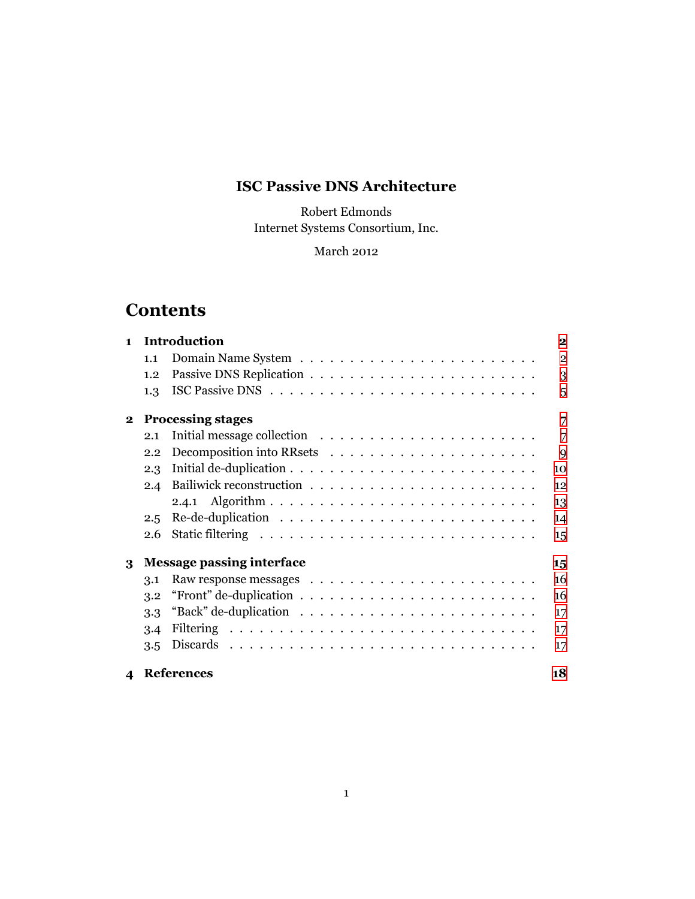# ISC Passive DNS Architecture

Robert Edmonds
Internet Systems Consortium, Inc.

March 2012

## Contents

- **1 Introduction** — 2
  - 1.1 Domain Name System — 2
  - 1.2 Passive DNS Replication — 3
  - 1.3 ISC Passive DNS — 5
- **2 Processing stages** — 7
  - 2.1 Initial message collection — 7
  - 2.2 Decomposition into RRsets — 9
  - 2.3 Initial de-duplication — 10
  - 2.4 Bailiwick reconstruction — 12
    - 2.4.1 Algorithm — 13
  - 2.5 Re-de-duplication — 14
  - 2.6 Static filtering — 15
- **3 Message passing interface** — 15
  - 3.1 Raw response messages — 16
  - 3.2 "Front" de-duplication — 16
  - 3.3 "Back" de-duplication — 17
  - 3.4 Filtering — 17
  - 3.5 Discards — 17
- **4 References** — 18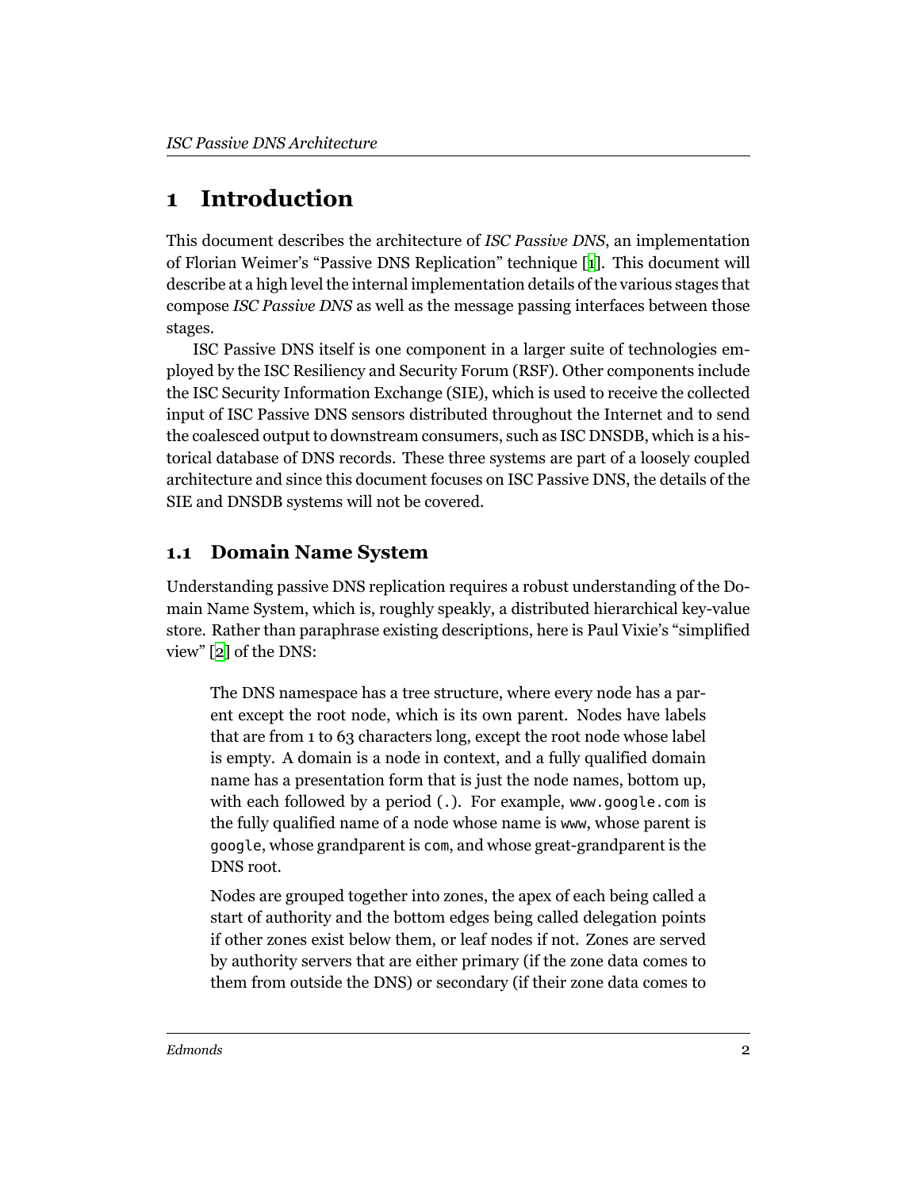# 1 Introduction

This document describes the architecture of *ISC Passive DNS*, an implementation of Florian Weimer's "Passive DNS Replication" technique [1]. This document will describe at a high level the internal implementation details of the various stages that compose *ISC Passive DNS* as well as the message passing interfaces between those stages.

ISC Passive DNS itself is one component in a larger suite of technologies employed by the ISC Resiliency and Security Forum (RSF). Other components include the ISC Security Information Exchange (SIE), which is used to receive the collected input of ISC Passive DNS sensors distributed throughout the Internet and to send the coalesced output to downstream consumers, such as ISC DNSDB, which is a historical database of DNS records. These three systems are part of a loosely coupled architecture and since this document focuses on ISC Passive DNS, the details of the SIE and DNSDB systems will not be covered.

## 1.1 Domain Name System

Understanding passive DNS replication requires a robust understanding of the Domain Name System, which is, roughly speakly, a distributed hierarchical key-value store. Rather than paraphrase existing descriptions, here is Paul Vixie's "simplified view" [2] of the DNS:

> The DNS namespace has a tree structure, where every node has a parent except the root node, which is its own parent. Nodes have labels that are from 1 to 63 characters long, except the root node whose label is empty. A domain is a node in context, and a fully qualified domain name has a presentation form that is just the node names, bottom up, with each followed by a period (.). For example, `www.google.com` is the fully qualified name of a node whose name is `www`, whose parent is `google`, whose grandparent is `com`, and whose great-grandparent is the DNS root.
>
> Nodes are grouped together into zones, the apex of each being called a start of authority and the bottom edges being called delegation points if other zones exist below them, or leaf nodes if not. Zones are served by authority servers that are either primary (if the zone data comes to them from outside the DNS) or secondary (if their zone data comes to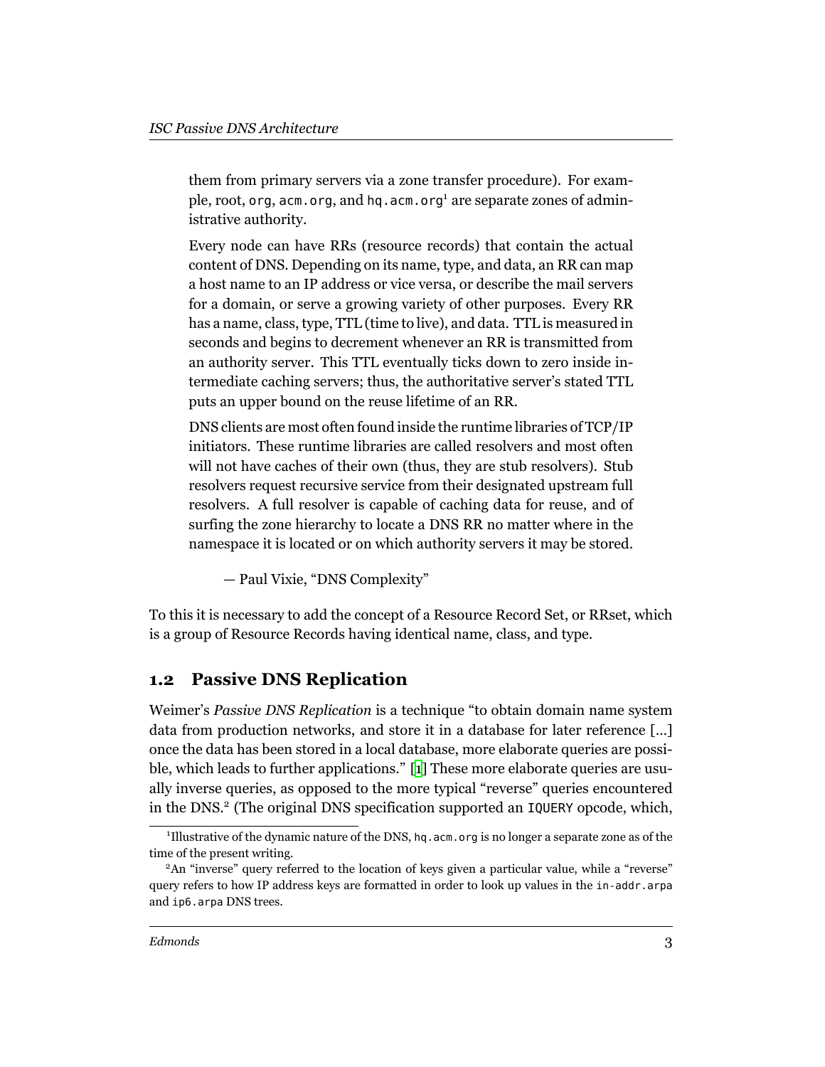> them from primary servers via a zone transfer procedure). For example, root, `org`, `acm.org`, and `hq.acm.org`[1] are separate zones of administrative authority.
>
> Every node can have RRs (resource records) that contain the actual content of DNS. Depending on its name, type, and data, an RR can map a host name to an IP address or vice versa, or describe the mail servers for a domain, or serve a growing variety of other purposes. Every RR has a name, class, type, TTL (time to live), and data. TTL is measured in seconds and begins to decrement whenever an RR is transmitted from an authority server. This TTL eventually ticks down to zero inside intermediate caching servers; thus, the authoritative server's stated TTL puts an upper bound on the reuse lifetime of an RR.
>
> DNS clients are most often found inside the runtime libraries of TCP/IP initiators. These runtime libraries are called resolvers and most often will not have caches of their own (thus, they are stub resolvers). Stub resolvers request recursive service from their designated upstream full resolvers. A full resolver is capable of caching data for reuse, and of surfing the zone hierarchy to locate a DNS RR no matter where in the namespace it is located or on which authority servers it may be stored.
>
> — Paul Vixie, "DNS Complexity"

To this it is necessary to add the concept of a Resource Record Set, or RRset, which is a group of Resource Records having identical name, class, and type.

## 1.2 Passive DNS Replication

Weimer's *Passive DNS Replication* is a technique "to obtain domain name system data from production networks, and store it in a database for later reference [...] once the data has been stored in a local database, more elaborate queries are possible, which leads to further applications." [1] These more elaborate queries are usually inverse queries, as opposed to the more typical "reverse" queries encountered in the DNS.[2] (The original DNS specification supported an `IQUERY` opcode, which,

---

[1] Illustrative of the dynamic nature of the DNS, `hq.acm.org` is no longer a separate zone as of the time of the present writing.

[2] An "inverse" query referred to the location of keys given a particular value, while a "reverse" query refers to how IP address keys are formatted in order to look up values in the `in-addr.arpa` and `ip6.arpa` DNS trees.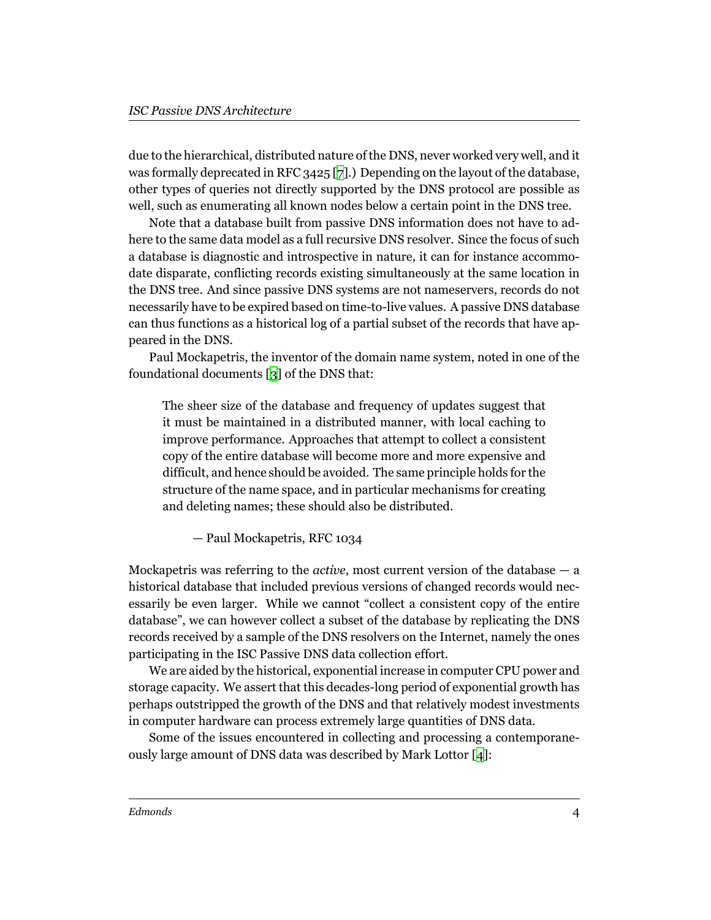due to the hierarchical, distributed nature of the DNS, never worked very well, and it was formally deprecated in RFC 3425 [7].) Depending on the layout of the database, other types of queries not directly supported by the DNS protocol are possible as well, such as enumerating all known nodes below a certain point in the DNS tree.

Note that a database built from passive DNS information does not have to adhere to the same data model as a full recursive DNS resolver. Since the focus of such a database is diagnostic and introspective in nature, it can for instance accommodate disparate, conflicting records existing simultaneously at the same location in the DNS tree. And since passive DNS systems are not nameservers, records do not necessarily have to be expired based on time-to-live values. A passive DNS database can thus functions as a historical log of a partial subset of the records that have appeared in the DNS.

Paul Mockapetris, the inventor of the domain name system, noted in one of the foundational documents [3] of the DNS that:

> The sheer size of the database and frequency of updates suggest that it must be maintained in a distributed manner, with local caching to improve performance. Approaches that attempt to collect a consistent copy of the entire database will become more and more expensive and difficult, and hence should be avoided. The same principle holds for the structure of the name space, and in particular mechanisms for creating and deleting names; these should also be distributed.
>
> — Paul Mockapetris, RFC 1034

Mockapetris was referring to the *active*, most current version of the database — a historical database that included previous versions of changed records would necessarily be even larger. While we cannot "collect a consistent copy of the entire database", we can however collect a subset of the database by replicating the DNS records received by a sample of the DNS resolvers on the Internet, namely the ones participating in the ISC Passive DNS data collection effort.

We are aided by the historical, exponential increase in computer CPU power and storage capacity. We assert that this decades-long period of exponential growth has perhaps outstripped the growth of the DNS and that relatively modest investments in computer hardware can process extremely large quantities of DNS data.

Some of the issues encountered in collecting and processing a contemporaneously large amount of DNS data was described by Mark Lottor [4]: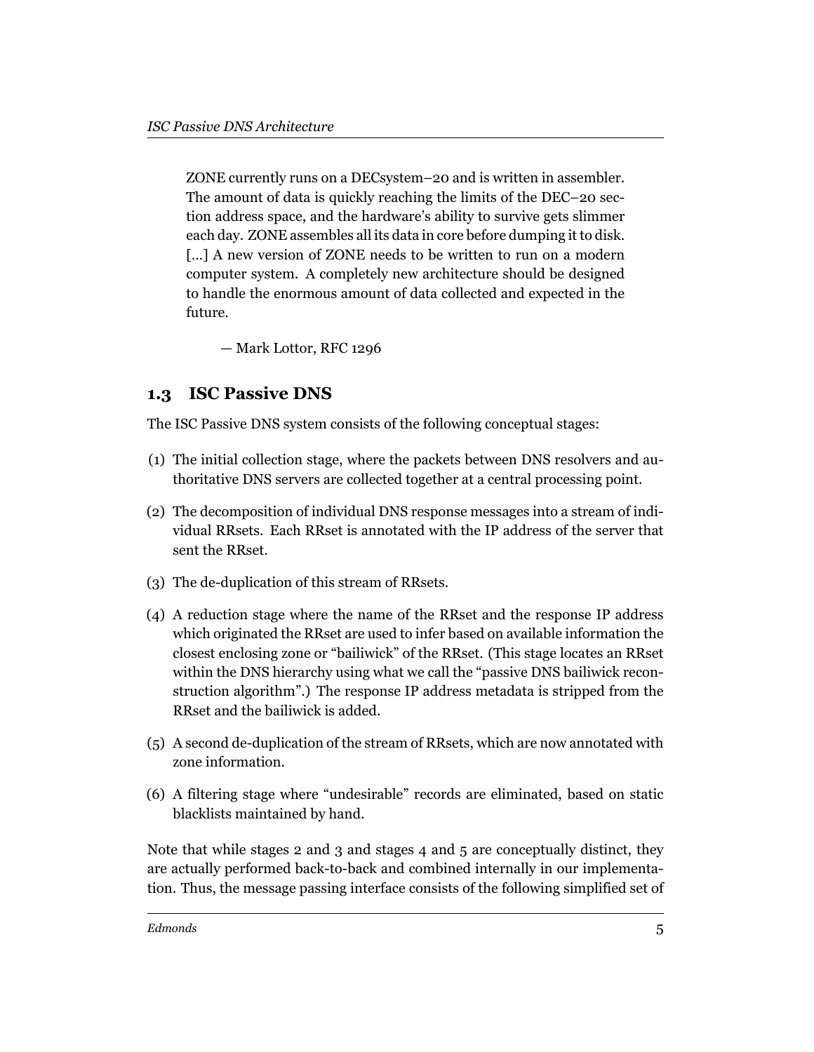> ZONE currently runs on a DECsystem–20 and is written in assembler. The amount of data is quickly reaching the limits of the DEC–20 section address space, and the hardware's ability to survive gets slimmer each day. ZONE assembles all its data in core before dumping it to disk. [...] A new version of ZONE needs to be written to run on a modern computer system. A completely new architecture should be designed to handle the enormous amount of data collected and expected in the future.
>
> — Mark Lottor, RFC 1296

## 1.3 ISC Passive DNS

The ISC Passive DNS system consists of the following conceptual stages:

(1) The initial collection stage, where the packets between DNS resolvers and authoritative DNS servers are collected together at a central processing point.

(2) The decomposition of individual DNS response messages into a stream of individual RRsets. Each RRset is annotated with the IP address of the server that sent the RRset.

(3) The de-duplication of this stream of RRsets.

(4) A reduction stage where the name of the RRset and the response IP address which originated the RRset are used to infer based on available information the closest enclosing zone or "bailiwick" of the RRset. (This stage locates an RRset within the DNS hierarchy using what we call the "passive DNS bailiwick reconstruction algorithm".) The response IP address metadata is stripped from the RRset and the bailiwick is added.

(5) A second de-duplication of the stream of RRsets, which are now annotated with zone information.

(6) A filtering stage where "undesirable" records are eliminated, based on static blacklists maintained by hand.

Note that while stages 2 and 3 and stages 4 and 5 are conceptually distinct, they are actually performed back-to-back and combined internally in our implementation. Thus, the message passing interface consists of the following simplified set of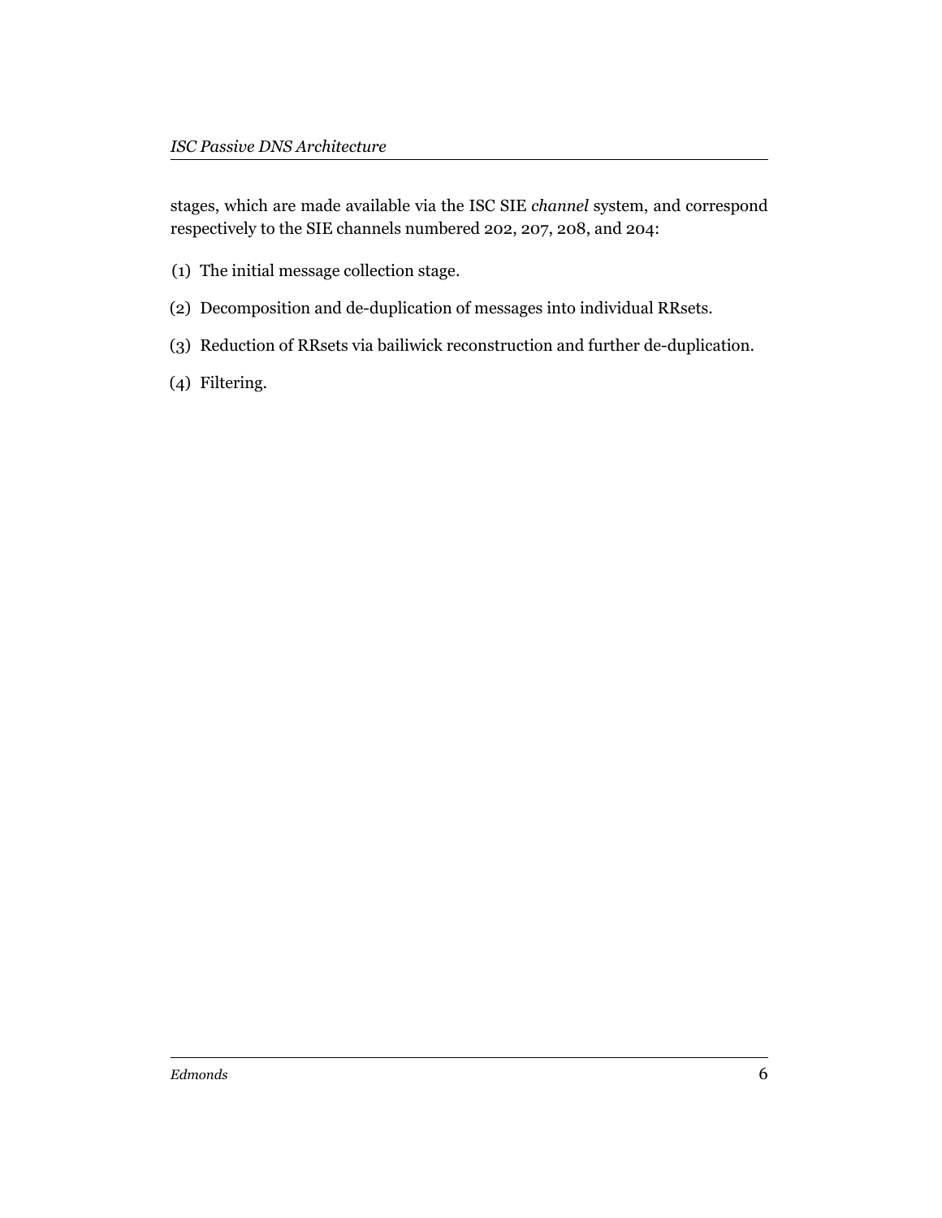stages, which are made available via the ISC SIE *channel* system, and correspond respectively to the SIE channels numbered 202, 207, 208, and 204:

(1) The initial message collection stage.

(2) Decomposition and de-duplication of messages into individual RRsets.

(3) Reduction of RRsets via bailiwick reconstruction and further de-duplication.

(4) Filtering.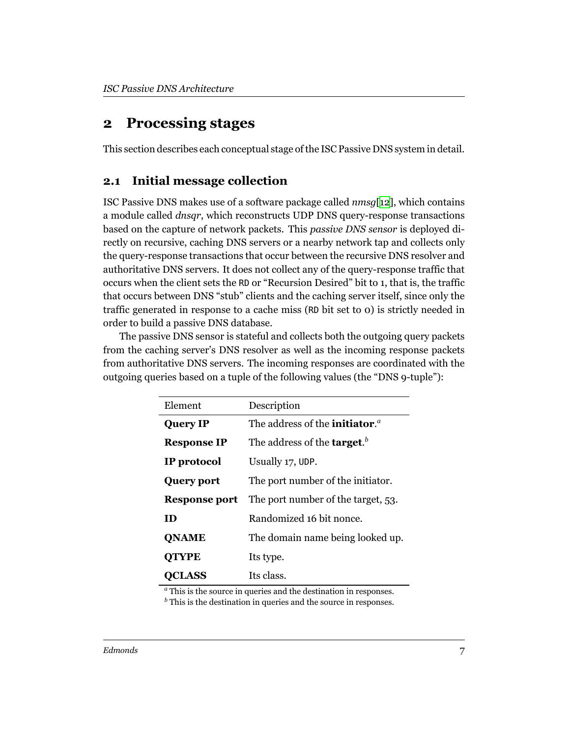# 2 Processing stages

This section describes each conceptual stage of the ISC Passive DNS system in detail.

## 2.1 Initial message collection

ISC Passive DNS makes use of a software package called *nmsg*[12], which contains a module called *dnsqr*, which reconstructs UDP DNS query-response transactions based on the capture of network packets. This *passive DNS sensor* is deployed directly on recursive, caching DNS servers or a nearby network tap and collects only the query-response transactions that occur between the recursive DNS resolver and authoritative DNS servers. It does not collect any of the query-response traffic that occurs when the client sets the `RD` or "Recursion Desired" bit to 1, that is, the traffic that occurs between DNS "stub" clients and the caching server itself, since only the traffic generated in response to a cache miss (`RD` bit set to 0) is strictly needed in order to build a passive DNS database.

The passive DNS sensor is stateful and collects both the outgoing query packets from the caching server's DNS resolver as well as the incoming response packets from authoritative DNS servers. The incoming responses are coordinated with the outgoing queries based on a tuple of the following values (the "DNS 9-tuple"):

| Element | Description |
|---|---|
| **Query IP** | The address of the **initiator**.[a] |
| **Response IP** | The address of the **target**.[b] |
| **IP protocol** | Usually 17, `UDP`. |
| **Query port** | The port number of the initiator. |
| **Response port** | The port number of the target, 53. |
| **ID** | Randomized 16 bit nonce. |
| **QNAME** | The domain name being looked up. |
| **QTYPE** | Its type. |
| **QCLASS** | Its class. |

[a] This is the source in queries and the destination in responses.
[b] This is the destination in queries and the source in responses.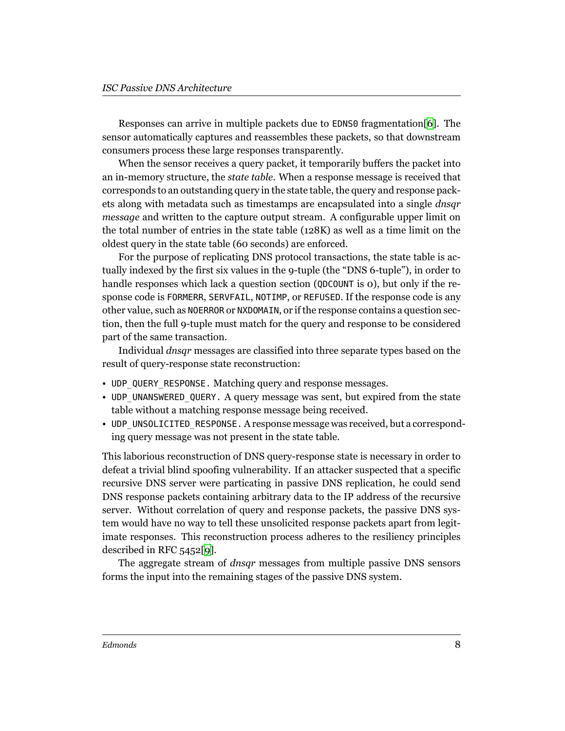Responses can arrive in multiple packets due to EDNS0 fragmentation[6]. The sensor automatically captures and reassembles these packets, so that downstream consumers process these large responses transparently.

When the sensor receives a query packet, it temporarily buffers the packet into an in-memory structure, the *state table*. When a response message is received that corresponds to an outstanding query in the state table, the query and response packets along with metadata such as timestamps are encapsulated into a single *dnsqr message* and written to the capture output stream. A configurable upper limit on the total number of entries in the state table (128K) as well as a time limit on the oldest query in the state table (60 seconds) are enforced.

For the purpose of replicating DNS protocol transactions, the state table is actually indexed by the first six values in the 9-tuple (the "DNS 6-tuple"), in order to handle responses which lack a question section (QDCOUNT is 0), but only if the response code is FORMERR, SERVFAIL, NOTIMP, or REFUSED. If the response code is any other value, such as NOERROR or NXDOMAIN, or if the response contains a question section, then the full 9-tuple must match for the query and response to be considered part of the same transaction.

Individual *dnsqr* messages are classified into three separate types based on the result of query-response state reconstruction:

- `UDP_QUERY_RESPONSE`. Matching query and response messages.
- `UDP_UNANSWERED_QUERY`. A query message was sent, but expired from the state table without a matching response message being received.
- `UDP_UNSOLICITED_RESPONSE`. A response message was received, but a corresponding query message was not present in the state table.

This laborious reconstruction of DNS query-response state is necessary in order to defeat a trivial blind spoofing vulnerability. If an attacker suspected that a specific recursive DNS server were particating in passive DNS replication, he could send DNS response packets containing arbitrary data to the IP address of the recursive server. Without correlation of query and response packets, the passive DNS system would have no way to tell these unsolicited response packets apart from legitimate responses. This reconstruction process adheres to the resiliency principles described in RFC 5452[9].

The aggregate stream of *dnsqr* messages from multiple passive DNS sensors forms the input into the remaining stages of the passive DNS system.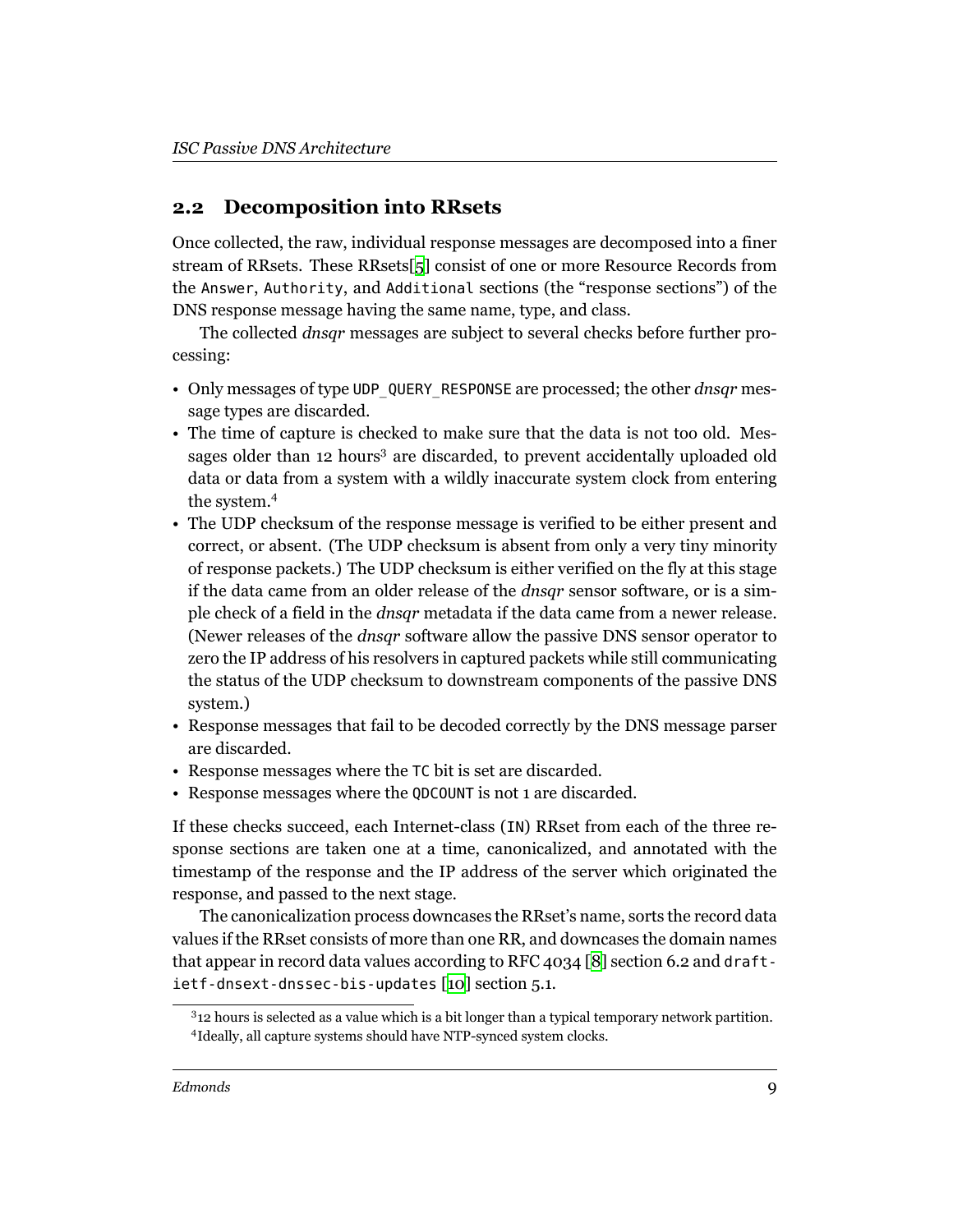## 2.2 Decomposition into RRsets

Once collected, the raw, individual response messages are decomposed into a finer stream of RRsets. These RRsets[5] consist of one or more Resource Records from the `Answer`, `Authority`, and `Additional` sections (the "response sections") of the DNS response message having the same name, type, and class.

The collected *dnsqr* messages are subject to several checks before further processing:

- Only messages of type `UDP_QUERY_RESPONSE` are processed; the other *dnsqr* message types are discarded.
- The time of capture is checked to make sure that the data is not too old. Messages older than 12 hours[3] are discarded, to prevent accidentally uploaded old data or data from a system with a wildly inaccurate system clock from entering the system.[4]
- The UDP checksum of the response message is verified to be either present and correct, or absent. (The UDP checksum is absent from only a very tiny minority of response packets.) The UDP checksum is either verified on the fly at this stage if the data came from an older release of the *dnsqr* sensor software, or is a simple check of a field in the *dnsqr* metadata if the data came from a newer release. (Newer releases of the *dnsqr* software allow the passive DNS sensor operator to zero the IP address of his resolvers in captured packets while still communicating the status of the UDP checksum to downstream components of the passive DNS system.)
- Response messages that fail to be decoded correctly by the DNS message parser are discarded.
- Response messages where the `TC` bit is set are discarded.
- Response messages where the `QDCOUNT` is not 1 are discarded.

If these checks succeed, each Internet-class (`IN`) RRset from each of the three response sections are taken one at a time, canonicalized, and annotated with the timestamp of the response and the IP address of the server which originated the response, and passed to the next stage.

The canonicalization process downcases the RRset's name, sorts the record data values if the RRset consists of more than one RR, and downcases the domain names that appear in record data values according to RFC 4034 [8] section 6.2 and `draft-ietf-dnsext-dnssec-bis-updates` [10] section 5.1.

[3] 12 hours is selected as a value which is a bit longer than a typical temporary network partition.

[4] Ideally, all capture systems should have NTP-synced system clocks.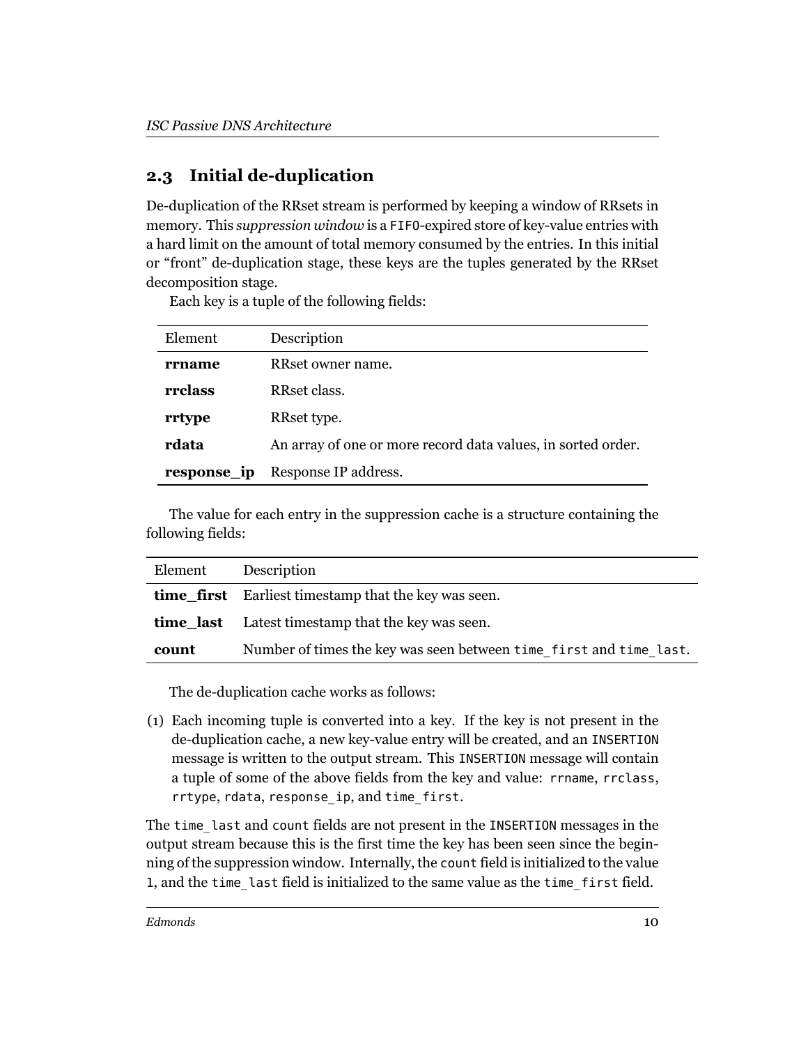## 2.3 Initial de-duplication

De-duplication of the RRset stream is performed by keeping a window of RRsets in memory. This *suppression window* is a `FIFO`-expired store of key-value entries with a hard limit on the amount of total memory consumed by the entries. In this initial or "front" de-duplication stage, these keys are the tuples generated by the RRset decomposition stage.

Each key is a tuple of the following fields:

| Element | Description |
|---|---|
| **rrname** | RRset owner name. |
| **rrclass** | RRset class. |
| **rrtype** | RRset type. |
| **rdata** | An array of one or more record data values, in sorted order. |
| **response_ip** | Response IP address. |

The value for each entry in the suppression cache is a structure containing the following fields:

| Element | Description |
|---|---|
| **time_first** | Earliest timestamp that the key was seen. |
| **time_last** | Latest timestamp that the key was seen. |
| **count** | Number of times the key was seen between `time_first` and `time_last`. |

The de-duplication cache works as follows:

(1) Each incoming tuple is converted into a key. If the key is not present in the de-duplication cache, a new key-value entry will be created, and an `INSERTION` message is written to the output stream. This `INSERTION` message will contain a tuple of some of the above fields from the key and value: `rrname`, `rrclass`, `rrtype`, `rdata`, `response_ip`, and `time_first`.

The `time_last` and `count` fields are not present in the `INSERTION` messages in the output stream because this is the first time the key has been seen since the beginning of the suppression window. Internally, the `count` field is initialized to the value `1`, and the `time_last` field is initialized to the same value as the `time_first` field.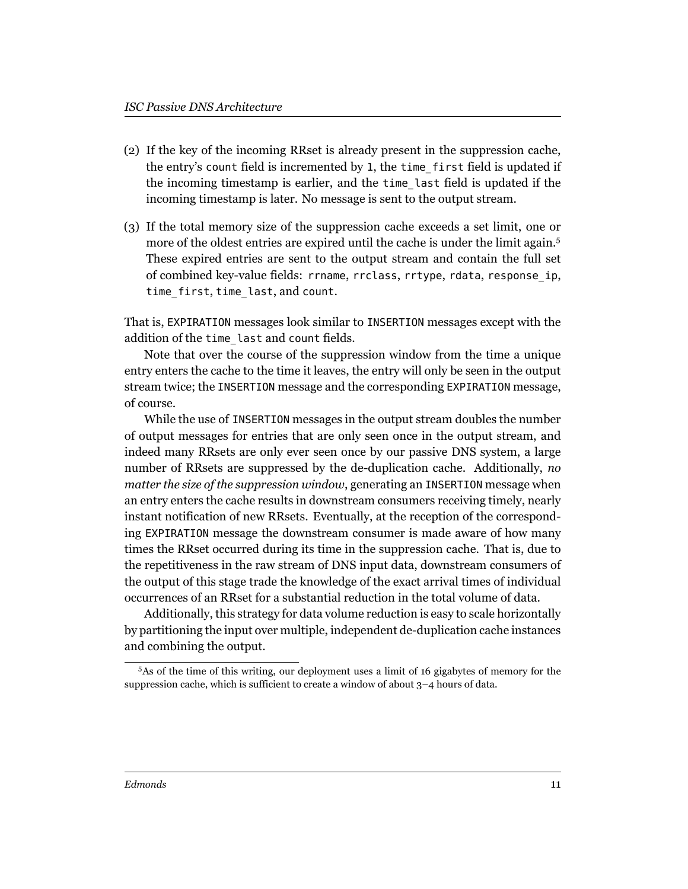(2) If the key of the incoming RRset is already present in the suppression cache, the entry's `count` field is incremented by `1`, the `time_first` field is updated if the incoming timestamp is earlier, and the `time_last` field is updated if the incoming timestamp is later. No message is sent to the output stream.

(3) If the total memory size of the suppression cache exceeds a set limit, one or more of the oldest entries are expired until the cache is under the limit again.[5] These expired entries are sent to the output stream and contain the full set of combined key-value fields: `rrname`, `rrclass`, `rrtype`, `rdata`, `response_ip`, `time_first`, `time_last`, and `count`.

That is, `EXPIRATION` messages look similar to `INSERTION` messages except with the addition of the `time_last` and `count` fields.

Note that over the course of the suppression window from the time a unique entry enters the cache to the time it leaves, the entry will only be seen in the output stream twice; the `INSERTION` message and the corresponding `EXPIRATION` message, of course.

While the use of `INSERTION` messages in the output stream doubles the number of output messages for entries that are only seen once in the output stream, and indeed many RRsets are only ever seen once by our passive DNS system, a large number of RRsets are suppressed by the de-duplication cache. Additionally, *no matter the size of the suppression window*, generating an `INSERTION` message when an entry enters the cache results in downstream consumers receiving timely, nearly instant notification of new RRsets. Eventually, at the reception of the corresponding `EXPIRATION` message the downstream consumer is made aware of how many times the RRset occurred during its time in the suppression cache. That is, due to the repetitiveness in the raw stream of DNS input data, downstream consumers of the output of this stage trade the knowledge of the exact arrival times of individual occurrences of an RRset for a substantial reduction in the total volume of data.

Additionally, this strategy for data volume reduction is easy to scale horizontally by partitioning the input over multiple, independent de-duplication cache instances and combining the output.

[5] As of the time of this writing, our deployment uses a limit of 16 gigabytes of memory for the suppression cache, which is sufficient to create a window of about 3–4 hours of data.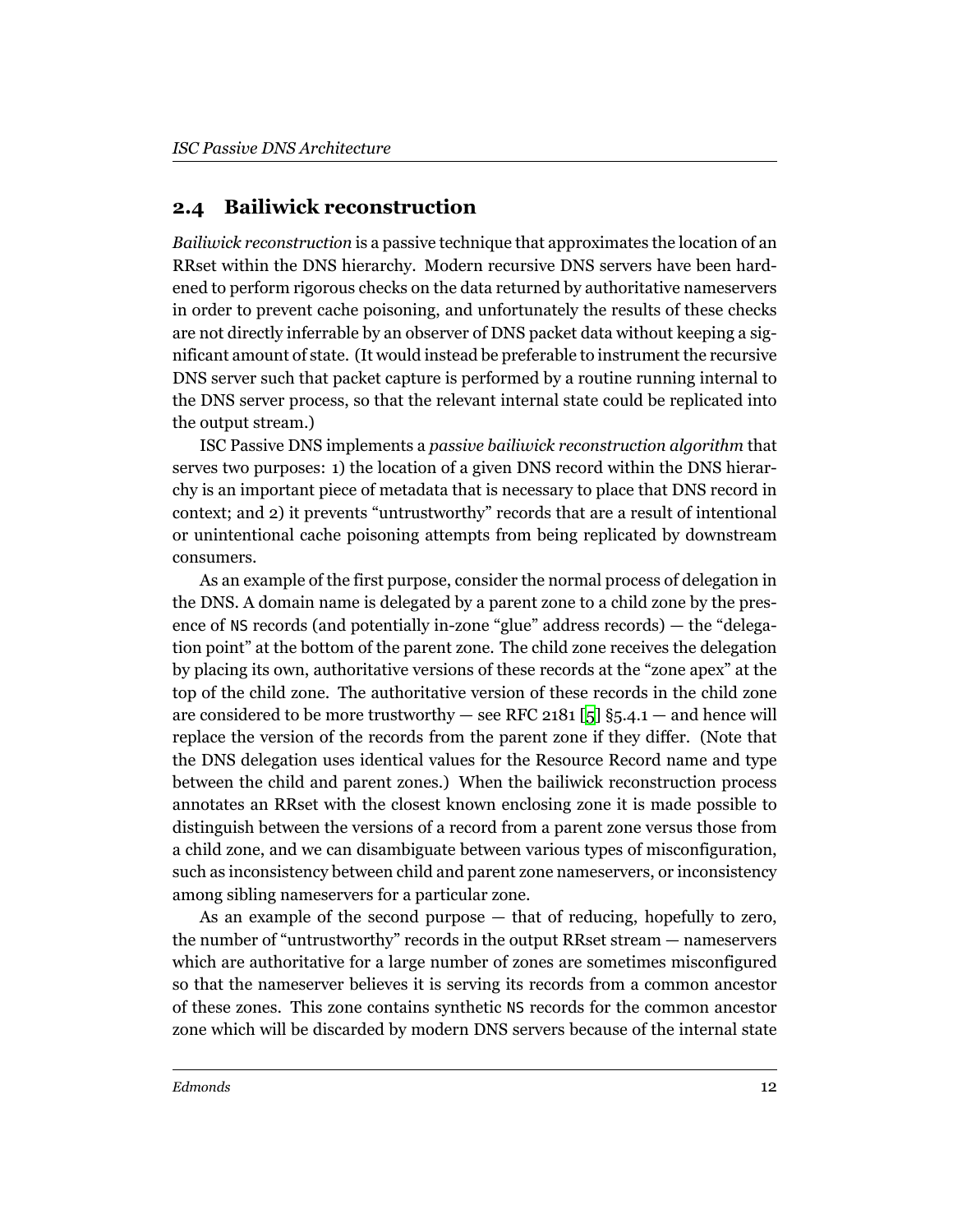## 2.4 Bailiwick reconstruction

*Bailiwick reconstruction* is a passive technique that approximates the location of an RRset within the DNS hierarchy. Modern recursive DNS servers have been hardened to perform rigorous checks on the data returned by authoritative nameservers in order to prevent cache poisoning, and unfortunately the results of these checks are not directly inferrable by an observer of DNS packet data without keeping a significant amount of state. (It would instead be preferable to instrument the recursive DNS server such that packet capture is performed by a routine running internal to the DNS server process, so that the relevant internal state could be replicated into the output stream.)

ISC Passive DNS implements a *passive bailiwick reconstruction algorithm* that serves two purposes: 1) the location of a given DNS record within the DNS hierarchy is an important piece of metadata that is necessary to place that DNS record in context; and 2) it prevents "untrustworthy" records that are a result of intentional or unintentional cache poisoning attempts from being replicated by downstream consumers.

As an example of the first purpose, consider the normal process of delegation in the DNS. A domain name is delegated by a parent zone to a child zone by the presence of NS records (and potentially in-zone "glue" address records) — the "delegation point" at the bottom of the parent zone. The child zone receives the delegation by placing its own, authoritative versions of these records at the "zone apex" at the top of the child zone. The authoritative version of these records in the child zone are considered to be more trustworthy — see RFC 2181 [5] §5.4.1 — and hence will replace the version of the records from the parent zone if they differ. (Note that the DNS delegation uses identical values for the Resource Record name and type between the child and parent zones.) When the bailiwick reconstruction process annotates an RRset with the closest known enclosing zone it is made possible to distinguish between the versions of a record from a parent zone versus those from a child zone, and we can disambiguate between various types of misconfiguration, such as inconsistency between child and parent zone nameservers, or inconsistency among sibling nameservers for a particular zone.

As an example of the second purpose — that of reducing, hopefully to zero, the number of "untrustworthy" records in the output RRset stream — nameservers which are authoritative for a large number of zones are sometimes misconfigured so that the nameserver believes it is serving its records from a common ancestor of these zones. This zone contains synthetic NS records for the common ancestor zone which will be discarded by modern DNS servers because of the internal state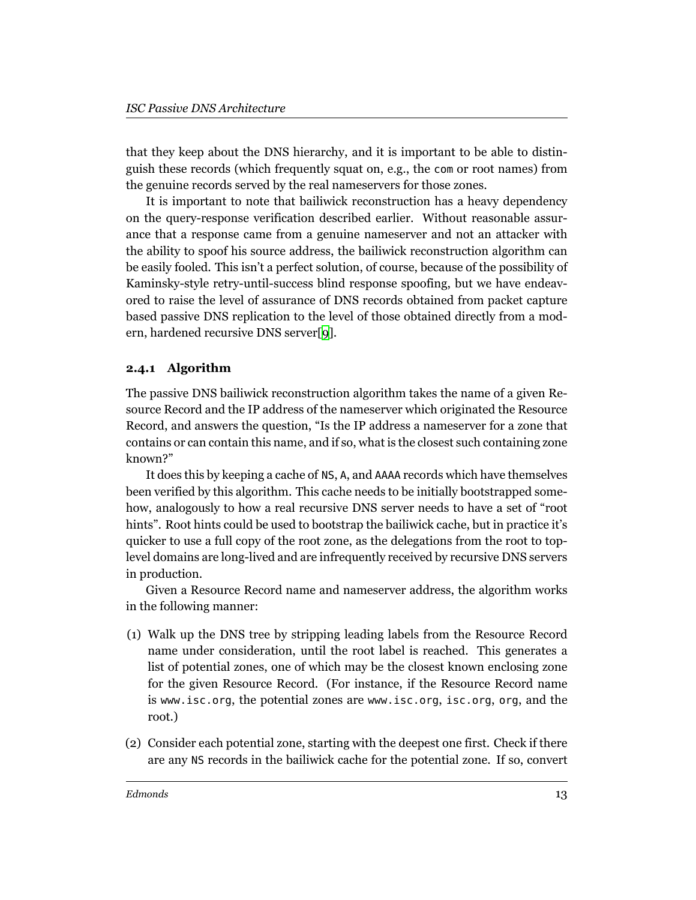that they keep about the DNS hierarchy, and it is important to be able to distinguish these records (which frequently squat on, e.g., the `com` or root names) from the genuine records served by the real nameservers for those zones.

It is important to note that bailiwick reconstruction has a heavy dependency on the query-response verification described earlier. Without reasonable assurance that a response came from a genuine nameserver and not an attacker with the ability to spoof his source address, the bailiwick reconstruction algorithm can be easily fooled. This isn't a perfect solution, of course, because of the possibility of Kaminsky-style retry-until-success blind response spoofing, but we have endeavored to raise the level of assurance of DNS records obtained from packet capture based passive DNS replication to the level of those obtained directly from a modern, hardened recursive DNS server[9].

### 2.4.1 Algorithm

The passive DNS bailiwick reconstruction algorithm takes the name of a given Resource Record and the IP address of the nameserver which originated the Resource Record, and answers the question, "Is the IP address a nameserver for a zone that contains or can contain this name, and if so, what is the closest such containing zone known?"

It does this by keeping a cache of `NS`, `A`, and `AAAA` records which have themselves been verified by this algorithm. This cache needs to be initially bootstrapped somehow, analogously to how a real recursive DNS server needs to have a set of "root hints". Root hints could be used to bootstrap the bailiwick cache, but in practice it's quicker to use a full copy of the root zone, as the delegations from the root to top-level domains are long-lived and are infrequently received by recursive DNS servers in production.

Given a Resource Record name and nameserver address, the algorithm works in the following manner:

(1) Walk up the DNS tree by stripping leading labels from the Resource Record name under consideration, until the root label is reached. This generates a list of potential zones, one of which may be the closest known enclosing zone for the given Resource Record. (For instance, if the Resource Record name is `www.isc.org`, the potential zones are `www.isc.org`, `isc.org`, `org`, and the root.)

(2) Consider each potential zone, starting with the deepest one first. Check if there are any `NS` records in the bailiwick cache for the potential zone. If so, convert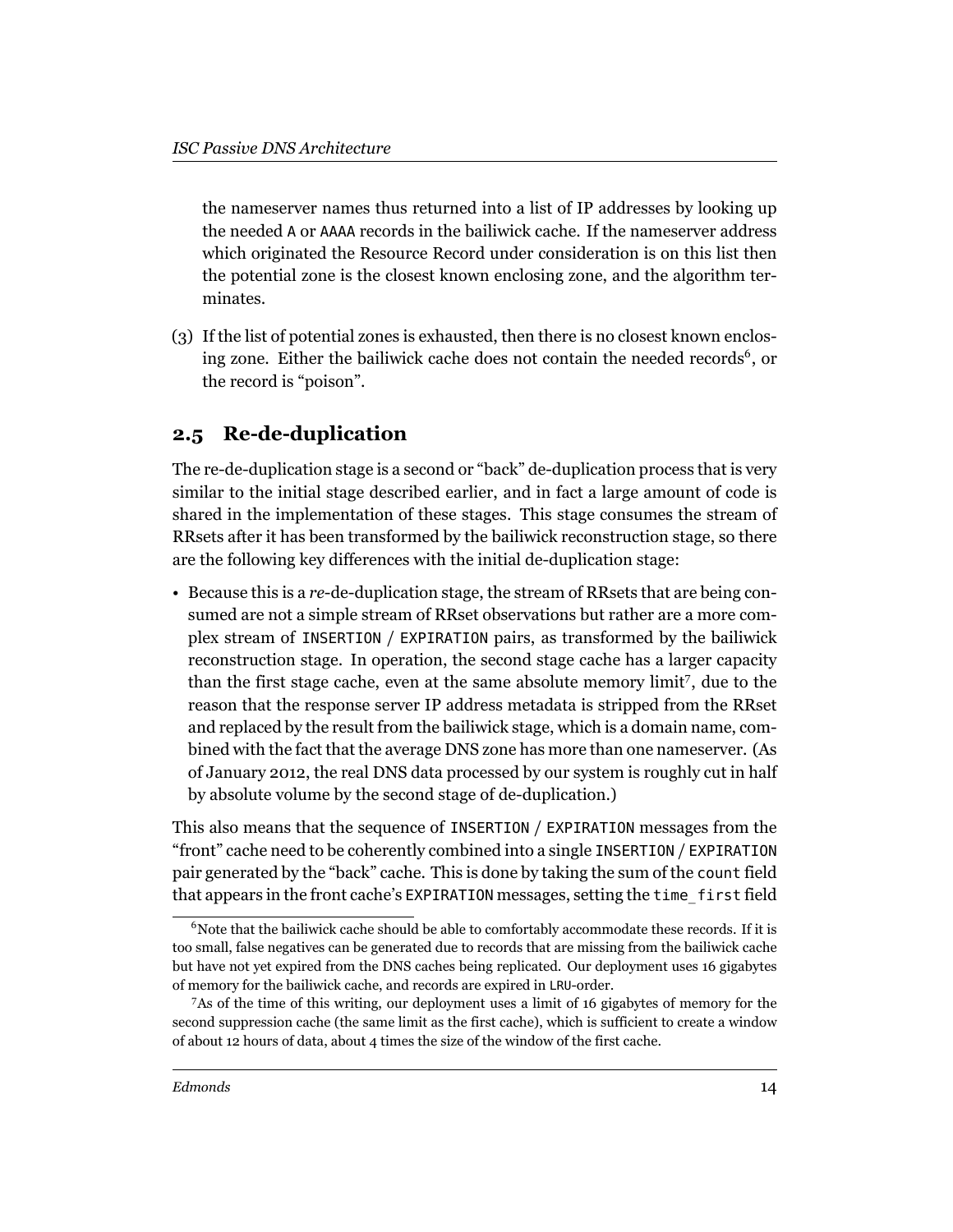the nameserver names thus returned into a list of IP addresses by looking up the needed `A` or `AAAA` records in the bailiwick cache. If the nameserver address which originated the Resource Record under consideration is on this list then the potential zone is the closest known enclosing zone, and the algorithm terminates.

(3) If the list of potential zones is exhausted, then there is no closest known enclosing zone. Either the bailiwick cache does not contain the needed records[6], or the record is "poison".

## 2.5 Re-de-duplication

The re-de-duplication stage is a second or "back" de-duplication process that is very similar to the initial stage described earlier, and in fact a large amount of code is shared in the implementation of these stages. This stage consumes the stream of RRsets after it has been transformed by the bailiwick reconstruction stage, so there are the following key differences with the initial de-duplication stage:

- Because this is a *re*-de-duplication stage, the stream of RRsets that are being consumed are not a simple stream of RRset observations but rather are a more complex stream of `INSERTION` / `EXPIRATION` pairs, as transformed by the bailiwick reconstruction stage. In operation, the second stage cache has a larger capacity than the first stage cache, even at the same absolute memory limit[7], due to the reason that the response server IP address metadata is stripped from the RRset and replaced by the result from the bailiwick stage, which is a domain name, combined with the fact that the average DNS zone has more than one nameserver. (As of January 2012, the real DNS data processed by our system is roughly cut in half by absolute volume by the second stage of de-duplication.)

This also means that the sequence of `INSERTION` / `EXPIRATION` messages from the "front" cache need to be coherently combined into a single `INSERTION` / `EXPIRATION` pair generated by the "back" cache. This is done by taking the sum of the `count` field that appears in the front cache's `EXPIRATION` messages, setting the `time_first` field

[6] Note that the bailiwick cache should be able to comfortably accommodate these records. If it is too small, false negatives can be generated due to records that are missing from the bailiwick cache but have not yet expired from the DNS caches being replicated. Our deployment uses 16 gigabytes of memory for the bailiwick cache, and records are expired in `LRU`-order.

[7] As of the time of this writing, our deployment uses a limit of 16 gigabytes of memory for the second suppression cache (the same limit as the first cache), which is sufficient to create a window of about 12 hours of data, about 4 times the size of the window of the first cache.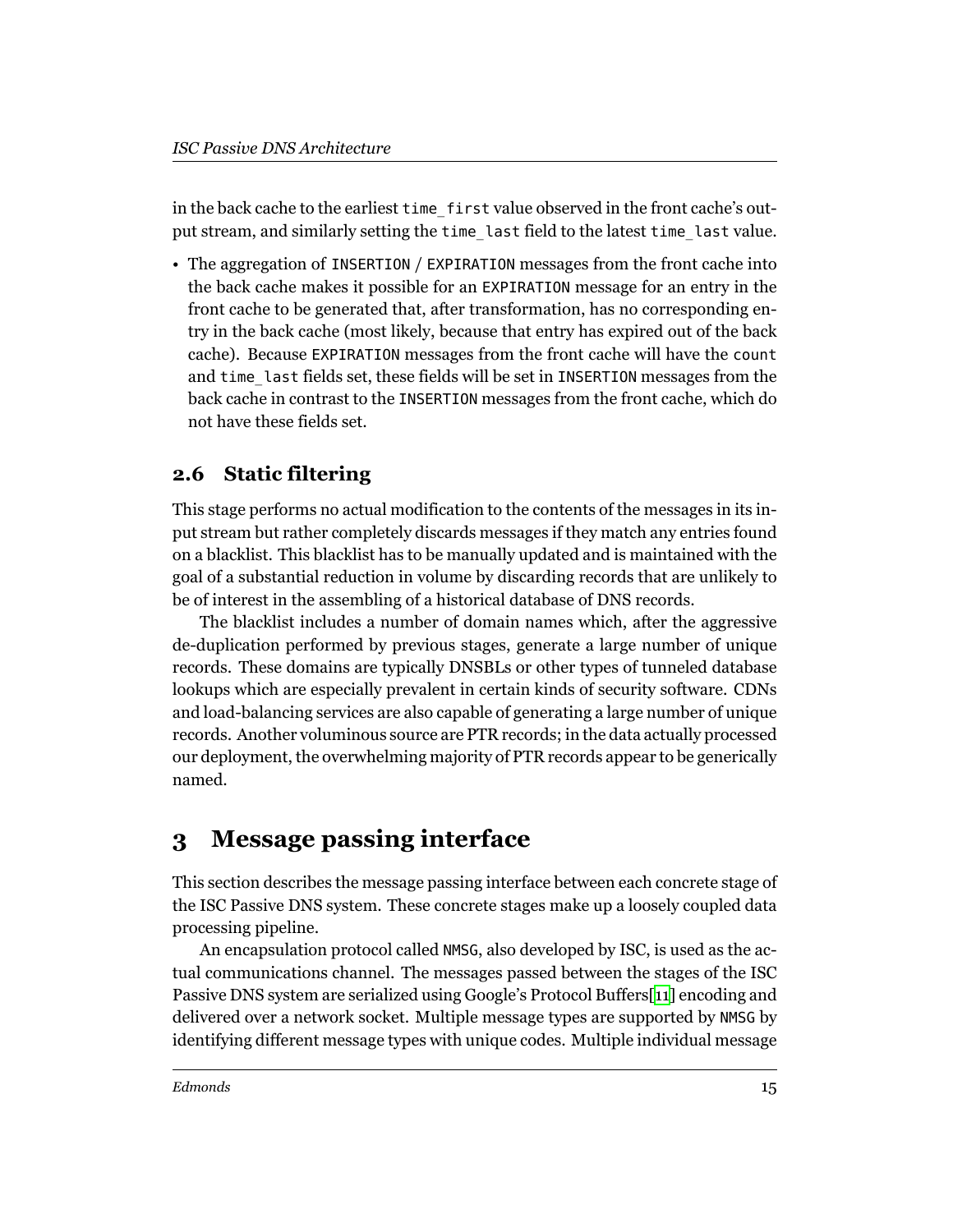in the back cache to the earliest `time_first` value observed in the front cache's output stream, and similarly setting the `time_last` field to the latest `time_last` value.

- The aggregation of `INSERTION` / `EXPIRATION` messages from the front cache into the back cache makes it possible for an `EXPIRATION` message for an entry in the front cache to be generated that, after transformation, has no corresponding entry in the back cache (most likely, because that entry has expired out of the back cache). Because `EXPIRATION` messages from the front cache will have the `count` and `time_last` fields set, these fields will be set in `INSERTION` messages from the back cache in contrast to the `INSERTION` messages from the front cache, which do not have these fields set.

## 2.6 Static filtering

This stage performs no actual modification to the contents of the messages in its input stream but rather completely discards messages if they match any entries found on a blacklist. This blacklist has to be manually updated and is maintained with the goal of a substantial reduction in volume by discarding records that are unlikely to be of interest in the assembling of a historical database of DNS records.

The blacklist includes a number of domain names which, after the aggressive de-duplication performed by previous stages, generate a large number of unique records. These domains are typically DNSBLs or other types of tunneled database lookups which are especially prevalent in certain kinds of security software. CDNs and load-balancing services are also capable of generating a large number of unique records. Another voluminous source are PTR records; in the data actually processed our deployment, the overwhelming majority of PTR records appear to be generically named.

# 3 Message passing interface

This section describes the message passing interface between each concrete stage of the ISC Passive DNS system. These concrete stages make up a loosely coupled data processing pipeline.

An encapsulation protocol called `NMSG`, also developed by ISC, is used as the actual communications channel. The messages passed between the stages of the ISC Passive DNS system are serialized using Google's Protocol Buffers[11] encoding and delivered over a network socket. Multiple message types are supported by `NMSG` by identifying different message types with unique codes. Multiple individual message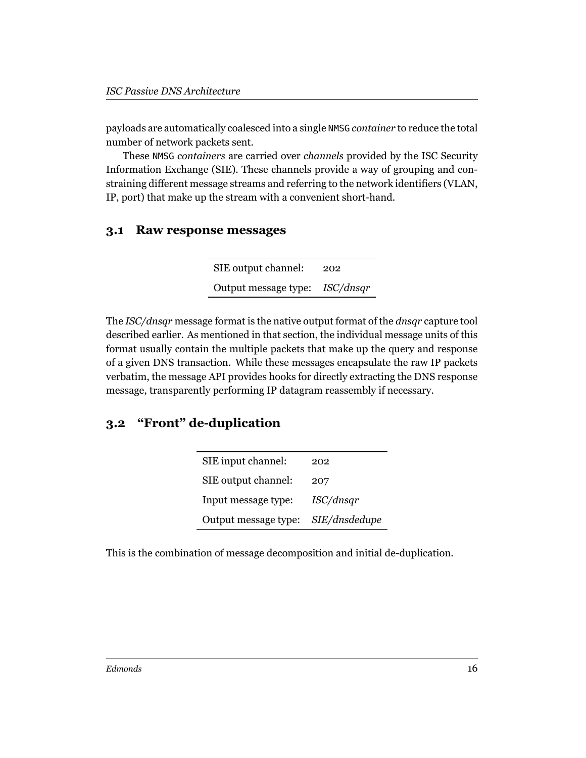payloads are automatically coalesced into a single `NMSG` *container* to reduce the total number of network packets sent.

These `NMSG` *containers* are carried over *channels* provided by the ISC Security Information Exchange (SIE). These channels provide a way of grouping and constraining different message streams and referring to the network identifiers (VLAN, IP, port) that make up the stream with a convenient short-hand.

## 3.1 Raw response messages

| | |
|---|---|
| SIE output channel: | 202 |
| Output message type: | *ISC/dnsqr* |

The *ISC/dnsqr* message format is the native output format of the *dnsqr* capture tool described earlier. As mentioned in that section, the individual message units of this format usually contain the multiple packets that make up the query and response of a given DNS transaction. While these messages encapsulate the raw IP packets verbatim, the message API provides hooks for directly extracting the DNS response message, transparently performing IP datagram reassembly if necessary.

## 3.2 "Front" de-duplication

| | |
|---|---|
| SIE input channel: | 202 |
| SIE output channel: | 207 |
| Input message type: | *ISC/dnsqr* |
| Output message type: | *SIE/dnsdedupe* |

This is the combination of message decomposition and initial de-duplication.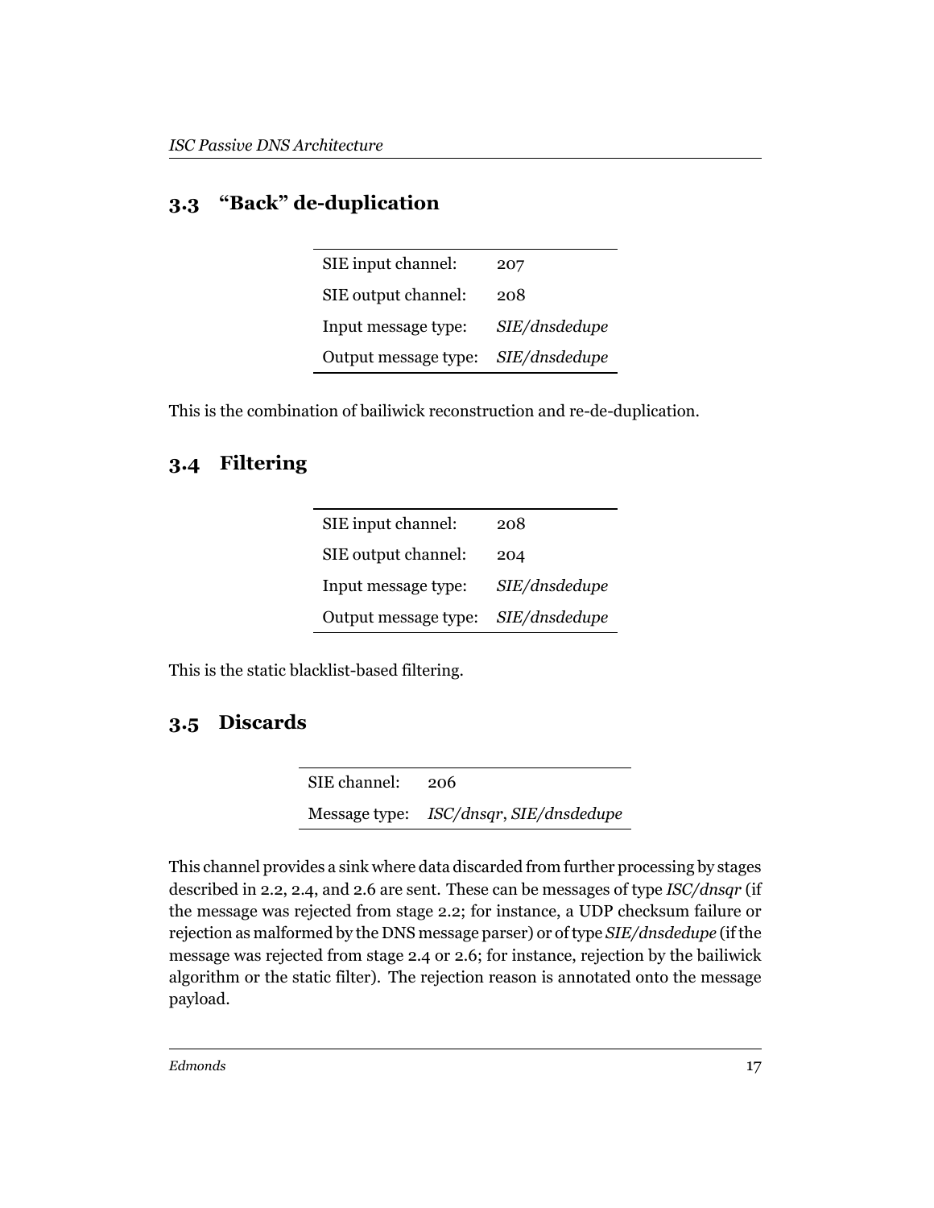## 3.3 "Back" de-duplication

| | |
|---|---|
| SIE input channel: | 207 |
| SIE output channel: | 208 |
| Input message type: | *SIE/dnsdedupe* |
| Output message type: | *SIE/dnsdedupe* |

This is the combination of bailiwick reconstruction and re-de-duplication.

## 3.4 Filtering

| | |
|---|---|
| SIE input channel: | 208 |
| SIE output channel: | 204 |
| Input message type: | *SIE/dnsdedupe* |
| Output message type: | *SIE/dnsdedupe* |

This is the static blacklist-based filtering.

## 3.5 Discards

| | |
|---|---|
| SIE channel: | 206 |
| Message type: | *ISC/dnsqr*, *SIE/dnsdedupe* |

This channel provides a sink where data discarded from further processing by stages described in 2.2, 2.4, and 2.6 are sent. These can be messages of type *ISC/dnsqr* (if the message was rejected from stage 2.2; for instance, a UDP checksum failure or rejection as malformed by the DNS message parser) or of type *SIE/dnsdedupe* (if the message was rejected from stage 2.4 or 2.6; for instance, rejection by the bailiwick algorithm or the static filter). The rejection reason is annotated onto the message payload.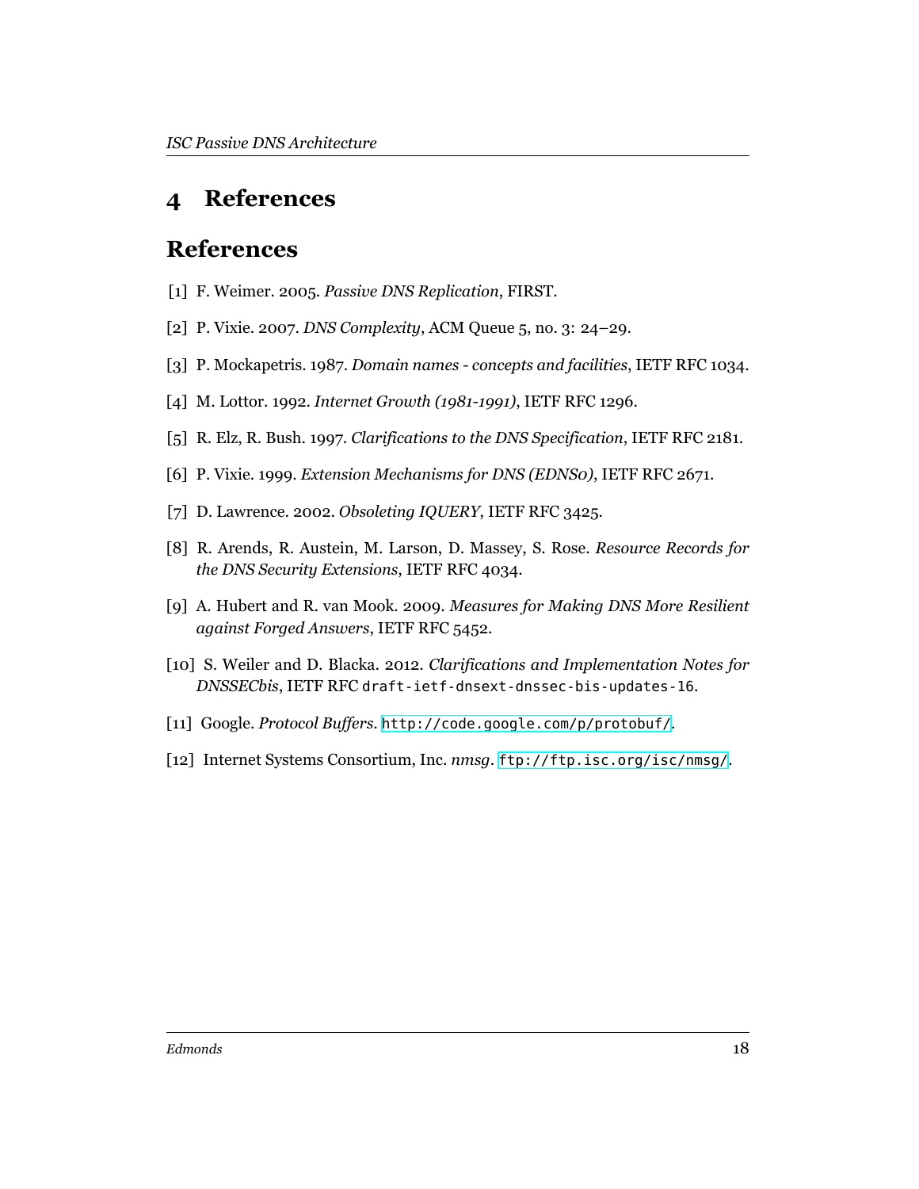# 4 References

## References

[1] F. Weimer. 2005. *Passive DNS Replication*, FIRST.

[2] P. Vixie. 2007. *DNS Complexity*, ACM Queue 5, no. 3: 24–29.

[3] P. Mockapetris. 1987. *Domain names - concepts and facilities*, IETF RFC 1034.

[4] M. Lottor. 1992. *Internet Growth (1981-1991)*, IETF RFC 1296.

[5] R. Elz, R. Bush. 1997. *Clarifications to the DNS Specification*, IETF RFC 2181.

[6] P. Vixie. 1999. *Extension Mechanisms for DNS (EDNS0)*, IETF RFC 2671.

[7] D. Lawrence. 2002. *Obsoleting IQUERY*, IETF RFC 3425.

[8] R. Arends, R. Austein, M. Larson, D. Massey, S. Rose. *Resource Records for the DNS Security Extensions*, IETF RFC 4034.

[9] A. Hubert and R. van Mook. 2009. *Measures for Making DNS More Resilient against Forged Answers*, IETF RFC 5452.

[10] S. Weiler and D. Blacka. 2012. *Clarifications and Implementation Notes for DNSSECbis*, IETF RFC `draft-ietf-dnsext-dnssec-bis-updates-16`.

[11] Google. *Protocol Buffers*. `http://code.google.com/p/protobuf/`.

[12] Internet Systems Consortium, Inc. *nmsg*. `ftp://ftp.isc.org/isc/nmsg/`.